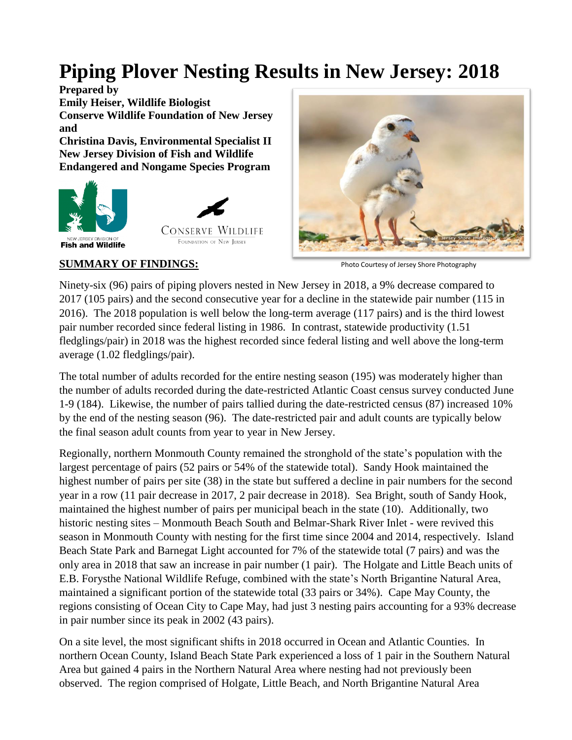# Piping Plover Nesting Results in New Jersey: 2018

**Prepared by**
**Emily Heiser, Wildlife Biologist**
**Conserve Wildlife Foundation of New Jersey**
**and**
**Christina Davis, Environmental Specialist II**
**New Jersey Division of Fish and Wildlife**
**Endangered and Nongame Species Program**

Photo Courtesy of Jersey Shore Photography

## SUMMARY OF FINDINGS:

Ninety-six (96) pairs of piping plovers nested in New Jersey in 2018, a 9% decrease compared to 2017 (105 pairs) and the second consecutive year for a decline in the statewide pair number (115 in 2016). The 2018 population is well below the long-term average (117 pairs) and is the third lowest pair number recorded since federal listing in 1986. In contrast, statewide productivity (1.51 fledglings/pair) in 2018 was the highest recorded since federal listing and well above the long-term average (1.02 fledglings/pair).

The total number of adults recorded for the entire nesting season (195) was moderately higher than the number of adults recorded during the date-restricted Atlantic Coast census survey conducted June 1-9 (184). Likewise, the number of pairs tallied during the date-restricted census (87) increased 10% by the end of the nesting season (96). The date-restricted pair and adult counts are typically below the final season adult counts from year to year in New Jersey.

Regionally, northern Monmouth County remained the stronghold of the state's population with the largest percentage of pairs (52 pairs or 54% of the statewide total). Sandy Hook maintained the highest number of pairs per site (38) in the state but suffered a decline in pair numbers for the second year in a row (11 pair decrease in 2017, 2 pair decrease in 2018). Sea Bright, south of Sandy Hook, maintained the highest number of pairs per municipal beach in the state (10). Additionally, two historic nesting sites – Monmouth Beach South and Belmar-Shark River Inlet - were revived this season in Monmouth County with nesting for the first time since 2004 and 2014, respectively. Island Beach State Park and Barnegat Light accounted for 7% of the statewide total (7 pairs) and was the only area in 2018 that saw an increase in pair number (1 pair). The Holgate and Little Beach units of E.B. Forysthe National Wildlife Refuge, combined with the state's North Brigantine Natural Area, maintained a significant portion of the statewide total (33 pairs or 34%). Cape May County, the regions consisting of Ocean City to Cape May, had just 3 nesting pairs accounting for a 93% decrease in pair number since its peak in 2002 (43 pairs).

On a site level, the most significant shifts in 2018 occurred in Ocean and Atlantic Counties. In northern Ocean County, Island Beach State Park experienced a loss of 1 pair in the Southern Natural Area but gained 4 pairs in the Northern Natural Area where nesting had not previously been observed. The region comprised of Holgate, Little Beach, and North Brigantine Natural Area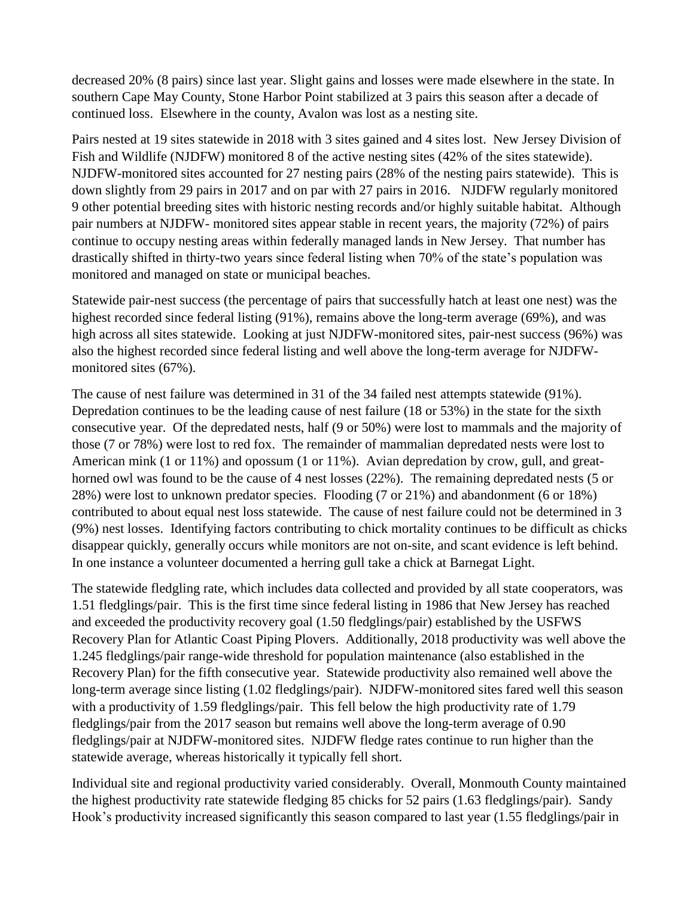decreased 20% (8 pairs) since last year. Slight gains and losses were made elsewhere in the state. In southern Cape May County, Stone Harbor Point stabilized at 3 pairs this season after a decade of continued loss. Elsewhere in the county, Avalon was lost as a nesting site.

Pairs nested at 19 sites statewide in 2018 with 3 sites gained and 4 sites lost. New Jersey Division of Fish and Wildlife (NJDFW) monitored 8 of the active nesting sites (42% of the sites statewide). NJDFW-monitored sites accounted for 27 nesting pairs (28% of the nesting pairs statewide). This is down slightly from 29 pairs in 2017 and on par with 27 pairs in 2016. NJDFW regularly monitored 9 other potential breeding sites with historic nesting records and/or highly suitable habitat. Although pair numbers at NJDFW- monitored sites appear stable in recent years, the majority (72%) of pairs continue to occupy nesting areas within federally managed lands in New Jersey. That number has drastically shifted in thirty-two years since federal listing when 70% of the state's population was monitored and managed on state or municipal beaches.

Statewide pair-nest success (the percentage of pairs that successfully hatch at least one nest) was the highest recorded since federal listing (91%), remains above the long-term average (69%), and was high across all sites statewide. Looking at just NJDFW-monitored sites, pair-nest success (96%) was also the highest recorded since federal listing and well above the long-term average for NJDFW-monitored sites (67%).

The cause of nest failure was determined in 31 of the 34 failed nest attempts statewide (91%). Depredation continues to be the leading cause of nest failure (18 or 53%) in the state for the sixth consecutive year. Of the depredated nests, half (9 or 50%) were lost to mammals and the majority of those (7 or 78%) were lost to red fox. The remainder of mammalian depredated nests were lost to American mink (1 or 11%) and opossum (1 or 11%). Avian depredation by crow, gull, and great-horned owl was found to be the cause of 4 nest losses (22%). The remaining depredated nests (5 or 28%) were lost to unknown predator species. Flooding (7 or 21%) and abandonment (6 or 18%) contributed to about equal nest loss statewide. The cause of nest failure could not be determined in 3 (9%) nest losses. Identifying factors contributing to chick mortality continues to be difficult as chicks disappear quickly, generally occurs while monitors are not on-site, and scant evidence is left behind. In one instance a volunteer documented a herring gull take a chick at Barnegat Light.

The statewide fledgling rate, which includes data collected and provided by all state cooperators, was 1.51 fledglings/pair. This is the first time since federal listing in 1986 that New Jersey has reached and exceeded the productivity recovery goal (1.50 fledglings/pair) established by the USFWS Recovery Plan for Atlantic Coast Piping Plovers. Additionally, 2018 productivity was well above the 1.245 fledglings/pair range-wide threshold for population maintenance (also established in the Recovery Plan) for the fifth consecutive year. Statewide productivity also remained well above the long-term average since listing (1.02 fledglings/pair). NJDFW-monitored sites fared well this season with a productivity of 1.59 fledglings/pair. This fell below the high productivity rate of 1.79 fledglings/pair from the 2017 season but remains well above the long-term average of 0.90 fledglings/pair at NJDFW-monitored sites. NJDFW fledge rates continue to run higher than the statewide average, whereas historically it typically fell short.

Individual site and regional productivity varied considerably. Overall, Monmouth County maintained the highest productivity rate statewide fledging 85 chicks for 52 pairs (1.63 fledglings/pair). Sandy Hook's productivity increased significantly this season compared to last year (1.55 fledglings/pair in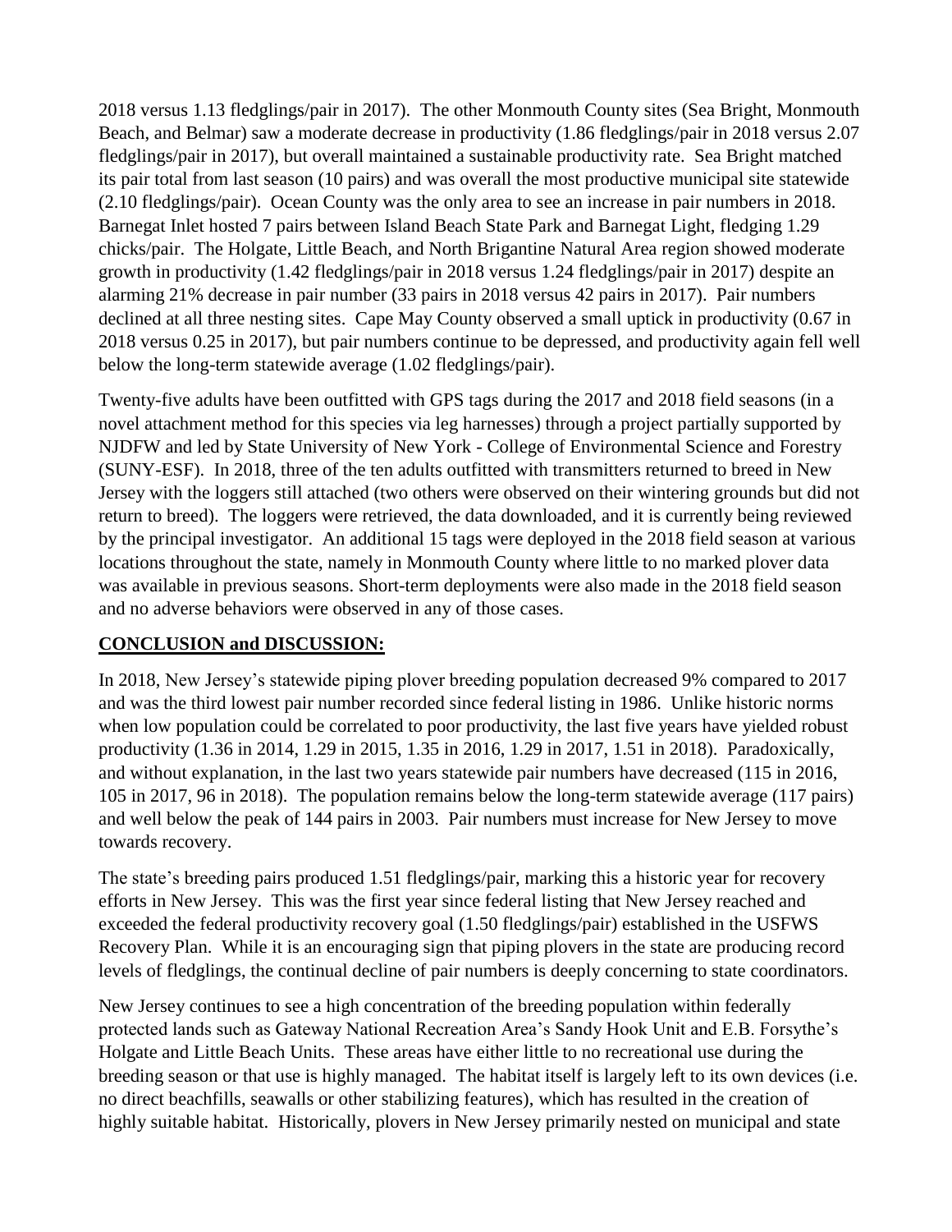2018 versus 1.13 fledglings/pair in 2017). The other Monmouth County sites (Sea Bright, Monmouth Beach, and Belmar) saw a moderate decrease in productivity (1.86 fledglings/pair in 2018 versus 2.07 fledglings/pair in 2017), but overall maintained a sustainable productivity rate. Sea Bright matched its pair total from last season (10 pairs) and was overall the most productive municipal site statewide (2.10 fledglings/pair). Ocean County was the only area to see an increase in pair numbers in 2018. Barnegat Inlet hosted 7 pairs between Island Beach State Park and Barnegat Light, fledging 1.29 chicks/pair. The Holgate, Little Beach, and North Brigantine Natural Area region showed moderate growth in productivity (1.42 fledglings/pair in 2018 versus 1.24 fledglings/pair in 2017) despite an alarming 21% decrease in pair number (33 pairs in 2018 versus 42 pairs in 2017). Pair numbers declined at all three nesting sites. Cape May County observed a small uptick in productivity (0.67 in 2018 versus 0.25 in 2017), but pair numbers continue to be depressed, and productivity again fell well below the long-term statewide average (1.02 fledglings/pair).

Twenty-five adults have been outfitted with GPS tags during the 2017 and 2018 field seasons (in a novel attachment method for this species via leg harnesses) through a project partially supported by NJDFW and led by State University of New York - College of Environmental Science and Forestry (SUNY-ESF). In 2018, three of the ten adults outfitted with transmitters returned to breed in New Jersey with the loggers still attached (two others were observed on their wintering grounds but did not return to breed). The loggers were retrieved, the data downloaded, and it is currently being reviewed by the principal investigator. An additional 15 tags were deployed in the 2018 field season at various locations throughout the state, namely in Monmouth County where little to no marked plover data was available in previous seasons. Short-term deployments were also made in the 2018 field season and no adverse behaviors were observed in any of those cases.

## CONCLUSION and DISCUSSION:

In 2018, New Jersey's statewide piping plover breeding population decreased 9% compared to 2017 and was the third lowest pair number recorded since federal listing in 1986. Unlike historic norms when low population could be correlated to poor productivity, the last five years have yielded robust productivity (1.36 in 2014, 1.29 in 2015, 1.35 in 2016, 1.29 in 2017, 1.51 in 2018). Paradoxically, and without explanation, in the last two years statewide pair numbers have decreased (115 in 2016, 105 in 2017, 96 in 2018). The population remains below the long-term statewide average (117 pairs) and well below the peak of 144 pairs in 2003. Pair numbers must increase for New Jersey to move towards recovery.

The state's breeding pairs produced 1.51 fledglings/pair, marking this a historic year for recovery efforts in New Jersey. This was the first year since federal listing that New Jersey reached and exceeded the federal productivity recovery goal (1.50 fledglings/pair) established in the USFWS Recovery Plan. While it is an encouraging sign that piping plovers in the state are producing record levels of fledglings, the continual decline of pair numbers is deeply concerning to state coordinators.

New Jersey continues to see a high concentration of the breeding population within federally protected lands such as Gateway National Recreation Area's Sandy Hook Unit and E.B. Forsythe's Holgate and Little Beach Units. These areas have either little to no recreational use during the breeding season or that use is highly managed. The habitat itself is largely left to its own devices (i.e. no direct beachfills, seawalls or other stabilizing features), which has resulted in the creation of highly suitable habitat. Historically, plovers in New Jersey primarily nested on municipal and state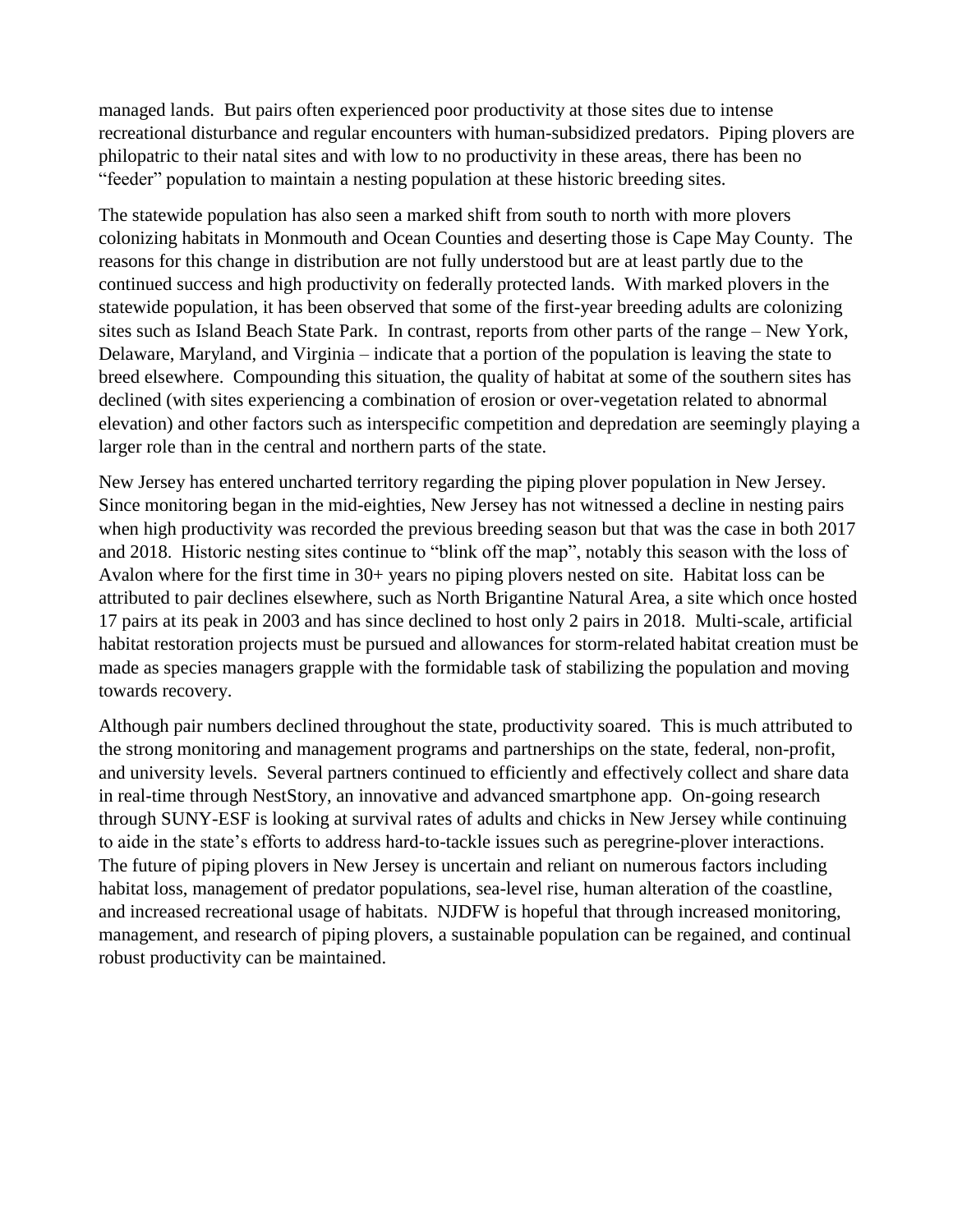managed lands. But pairs often experienced poor productivity at those sites due to intense recreational disturbance and regular encounters with human-subsidized predators. Piping plovers are philopatric to their natal sites and with low to no productivity in these areas, there has been no "feeder" population to maintain a nesting population at these historic breeding sites.

The statewide population has also seen a marked shift from south to north with more plovers colonizing habitats in Monmouth and Ocean Counties and deserting those is Cape May County. The reasons for this change in distribution are not fully understood but are at least partly due to the continued success and high productivity on federally protected lands. With marked plovers in the statewide population, it has been observed that some of the first-year breeding adults are colonizing sites such as Island Beach State Park. In contrast, reports from other parts of the range – New York, Delaware, Maryland, and Virginia – indicate that a portion of the population is leaving the state to breed elsewhere. Compounding this situation, the quality of habitat at some of the southern sites has declined (with sites experiencing a combination of erosion or over-vegetation related to abnormal elevation) and other factors such as interspecific competition and depredation are seemingly playing a larger role than in the central and northern parts of the state.

New Jersey has entered uncharted territory regarding the piping plover population in New Jersey. Since monitoring began in the mid-eighties, New Jersey has not witnessed a decline in nesting pairs when high productivity was recorded the previous breeding season but that was the case in both 2017 and 2018. Historic nesting sites continue to "blink off the map", notably this season with the loss of Avalon where for the first time in 30+ years no piping plovers nested on site. Habitat loss can be attributed to pair declines elsewhere, such as North Brigantine Natural Area, a site which once hosted 17 pairs at its peak in 2003 and has since declined to host only 2 pairs in 2018. Multi-scale, artificial habitat restoration projects must be pursued and allowances for storm-related habitat creation must be made as species managers grapple with the formidable task of stabilizing the population and moving towards recovery.

Although pair numbers declined throughout the state, productivity soared. This is much attributed to the strong monitoring and management programs and partnerships on the state, federal, non-profit, and university levels. Several partners continued to efficiently and effectively collect and share data in real-time through NestStory, an innovative and advanced smartphone app. On-going research through SUNY-ESF is looking at survival rates of adults and chicks in New Jersey while continuing to aide in the state's efforts to address hard-to-tackle issues such as peregrine-plover interactions. The future of piping plovers in New Jersey is uncertain and reliant on numerous factors including habitat loss, management of predator populations, sea-level rise, human alteration of the coastline, and increased recreational usage of habitats. NJDFW is hopeful that through increased monitoring, management, and research of piping plovers, a sustainable population can be regained, and continual robust productivity can be maintained.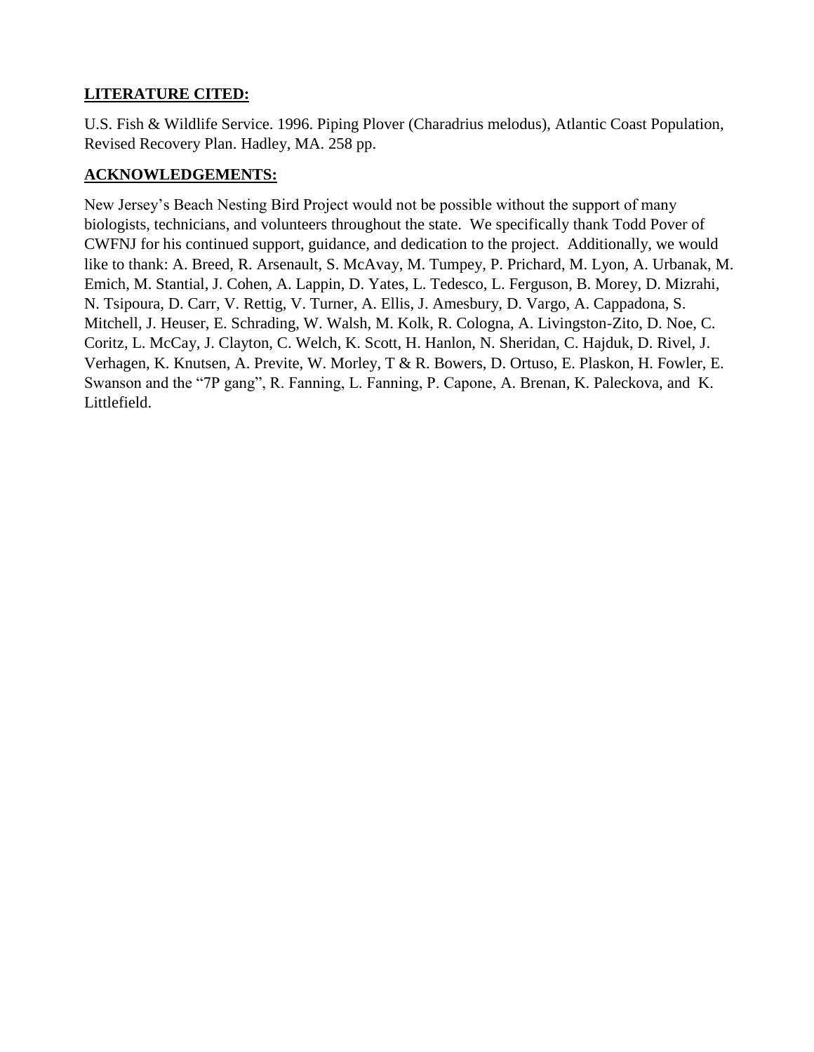## LITERATURE CITED:

U.S. Fish & Wildlife Service. 1996. Piping Plover (Charadrius melodus), Atlantic Coast Population, Revised Recovery Plan. Hadley, MA. 258 pp.

## ACKNOWLEDGEMENTS:

New Jersey's Beach Nesting Bird Project would not be possible without the support of many biologists, technicians, and volunteers throughout the state. We specifically thank Todd Pover of CWFNJ for his continued support, guidance, and dedication to the project. Additionally, we would like to thank: A. Breed, R. Arsenault, S. McAvay, M. Tumpey, P. Prichard, M. Lyon, A. Urbanak, M. Emich, M. Stantial, J. Cohen, A. Lappin, D. Yates, L. Tedesco, L. Ferguson, B. Morey, D. Mizrahi, N. Tsipoura, D. Carr, V. Rettig, V. Turner, A. Ellis, J. Amesbury, D. Vargo, A. Cappadona, S. Mitchell, J. Heuser, E. Schrading, W. Walsh, M. Kolk, R. Cologna, A. Livingston-Zito, D. Noe, C. Coritz, L. McCay, J. Clayton, C. Welch, K. Scott, H. Hanlon, N. Sheridan, C. Hajduk, D. Rivel, J. Verhagen, K. Knutsen, A. Previte, W. Morley, T & R. Bowers, D. Ortuso, E. Plaskon, H. Fowler, E. Swanson and the "7P gang", R. Fanning, L. Fanning, P. Capone, A. Brenan, K. Paleckova, and K. Littlefield.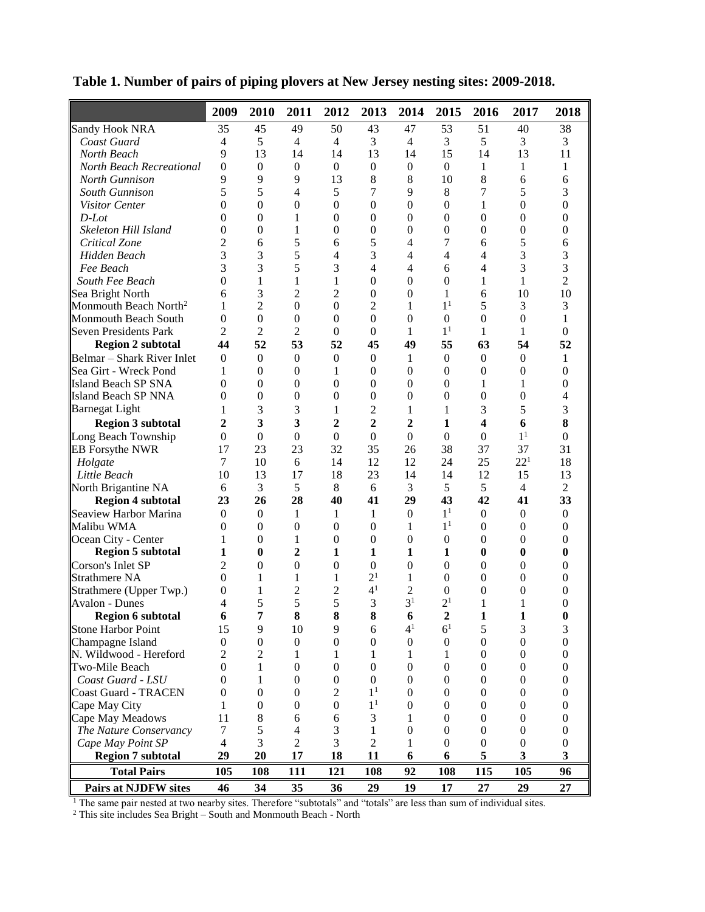**Table 1. Number of pairs of piping plovers at New Jersey nesting sites: 2009-2018.**

| | 2009 | 2010 | 2011 | 2012 | 2013 | 2014 | 2015 | 2016 | 2017 | 2018 |
|---|---|---|---|---|---|---|---|---|---|---|
| Sandy Hook NRA | 35 | 45 | 49 | 50 | 43 | 47 | 53 | 51 | 40 | 38 |
| *Coast Guard* | 4 | 5 | 4 | 4 | 3 | 4 | 3 | 5 | 3 | 3 |
| *North Beach* | 9 | 13 | 14 | 14 | 13 | 14 | 15 | 14 | 13 | 11 |
| *North Beach Recreational* | 0 | 0 | 0 | 0 | 0 | 0 | 0 | 1 | 1 | 1 |
| *North Gunnison* | 9 | 9 | 9 | 13 | 8 | 8 | 10 | 8 | 6 | 6 |
| *South Gunnison* | 5 | 5 | 4 | 5 | 7 | 9 | 8 | 7 | 5 | 3 |
| *Visitor Center* | 0 | 0 | 0 | 0 | 0 | 0 | 0 | 1 | 0 | 0 |
| *D-Lot* | 0 | 0 | 1 | 0 | 0 | 0 | 0 | 0 | 0 | 0 |
| *Skeleton Hill Island* | 0 | 0 | 1 | 0 | 0 | 0 | 0 | 0 | 0 | 0 |
| *Critical Zone* | 2 | 6 | 5 | 6 | 5 | 4 | 7 | 6 | 5 | 6 |
| *Hidden Beach* | 3 | 3 | 5 | 4 | 3 | 4 | 4 | 4 | 3 | 3 |
| *Fee Beach* | 3 | 3 | 5 | 3 | 4 | 4 | 6 | 4 | 3 | 3 |
| *South Fee Beach* | 0 | 1 | 1 | 1 | 0 | 0 | 0 | 1 | 1 | 2 |
| Sea Bright North | 6 | 3 | 2 | 2 | 0 | 0 | 1 | 6 | 10 | 10 |
| Monmouth Beach North[2] | 1 | 2 | 0 | 0 | 2 | 1 | 1[1] | 5 | 3 | 3 |
| Monmouth Beach South | 0 | 0 | 0 | 0 | 0 | 0 | 0 | 0 | 0 | 1 |
| Seven Presidents Park | 2 | 2 | 2 | 0 | 0 | 1 | 1[1] | 1 | 1 | 0 |
| **Region 2 subtotal** | **44** | **52** | **53** | **52** | **45** | **49** | **55** | **63** | **54** | **52** |
| Belmar – Shark River Inlet | 0 | 0 | 0 | 0 | 0 | 1 | 0 | 0 | 0 | 1 |
| Sea Girt - Wreck Pond | 1 | 0 | 0 | 1 | 0 | 0 | 0 | 0 | 0 | 0 |
| Island Beach SP SNA | 0 | 0 | 0 | 0 | 0 | 0 | 0 | 1 | 1 | 0 |
| Island Beach SP NNA | 0 | 0 | 0 | 0 | 0 | 0 | 0 | 0 | 0 | 4 |
| Barnegat Light | 1 | 3 | 3 | 1 | 2 | 1 | 1 | 3 | 5 | 3 |
| **Region 3 subtotal** | **2** | **3** | **3** | **2** | **2** | **2** | **1** | **4** | **6** | **8** |
| Long Beach Township | 0 | 0 | 0 | 0 | 0 | 0 | 0 | 0 | 1[1] | 0 |
| EB Forsythe NWR | 17 | 23 | 23 | 32 | 35 | 26 | 38 | 37 | 37 | 31 |
| *Holgate* | 7 | 10 | 6 | 14 | 12 | 12 | 24 | 25 | 22[1] | 18 |
| *Little Beach* | 10 | 13 | 17 | 18 | 23 | 14 | 14 | 12 | 15 | 13 |
| North Brigantine NA | 6 | 3 | 5 | 8 | 6 | 3 | 5 | 5 | 4 | 2 |
| **Region 4 subtotal** | **23** | **26** | **28** | **40** | **41** | **29** | **43** | **42** | **41** | **33** |
| Seaview Harbor Marina | 0 | 0 | 1 | 1 | 1 | 0 | 1[1] | 0 | 0 | 0 |
| Malibu WMA | 0 | 0 | 0 | 0 | 0 | 1 | 1[1] | 0 | 0 | 0 |
| Ocean City - Center | 1 | 0 | 1 | 0 | 0 | 0 | 0 | 0 | 0 | 0 |
| **Region 5 subtotal** | **1** | **0** | **2** | **1** | **1** | **1** | **1** | **0** | **0** | **0** |
| Corson's Inlet SP | 2 | 0 | 0 | 0 | 0 | 0 | 0 | 0 | 0 | 0 |
| Strathmere NA | 0 | 1 | 1 | 1 | 2[1] | 1 | 0 | 0 | 0 | 0 |
| Strathmere (Upper Twp.) | 0 | 1 | 2 | 2 | 4[1] | 2 | 0 | 0 | 0 | 0 |
| Avalon - Dunes | 4 | 5 | 5 | 5 | 3 | 3[1] | 2[1] | 1 | 1 | 0 |
| **Region 6 subtotal** | **6** | **7** | **8** | **8** | **8** | **6** | **2** | **1** | **1** | **0** |
| Stone Harbor Point | 15 | 9 | 10 | 9 | 6 | 4[1] | 6[1] | 5 | 3 | 3 |
| Champagne Island | 0 | 0 | 0 | 0 | 0 | 0 | 0 | 0 | 0 | 0 |
| N. Wildwood - Hereford | 2 | 2 | 1 | 1 | 1 | 1 | 1 | 0 | 0 | 0 |
| Two-Mile Beach | 0 | 1 | 0 | 0 | 0 | 0 | 0 | 0 | 0 | 0 |
| *Coast Guard - LSU* | 0 | 1 | 0 | 0 | 0 | 0 | 0 | 0 | 0 | 0 |
| Coast Guard - TRACEN | 0 | 0 | 0 | 2 | 1[1] | 0 | 0 | 0 | 0 | 0 |
| Cape May City | 1 | 0 | 0 | 0 | 1[1] | 0 | 0 | 0 | 0 | 0 |
| Cape May Meadows | 11 | 8 | 6 | 6 | 3 | 1 | 0 | 0 | 0 | 0 |
| *The Nature Conservancy* | 7 | 5 | 4 | 3 | 1 | 0 | 0 | 0 | 0 | 0 |
| *Cape May Point SP* | 4 | 3 | 2 | 3 | 2 | 1 | 0 | 0 | 0 | 0 |
| **Region 7 subtotal** | **29** | **20** | **17** | **18** | **11** | **6** | **6** | **5** | **3** | **3** |
| **Total Pairs** | **105** | **108** | **111** | **121** | **108** | **92** | **108** | **115** | **105** | **96** |
| **Pairs at NJDFW sites** | **46** | **34** | **35** | **36** | **29** | **19** | **17** | **27** | **29** | **27** |

[1] The same pair nested at two nearby sites. Therefore "subtotals" and "totals" are less than sum of individual sites.

[2] This site includes Sea Bright – South and Monmouth Beach - North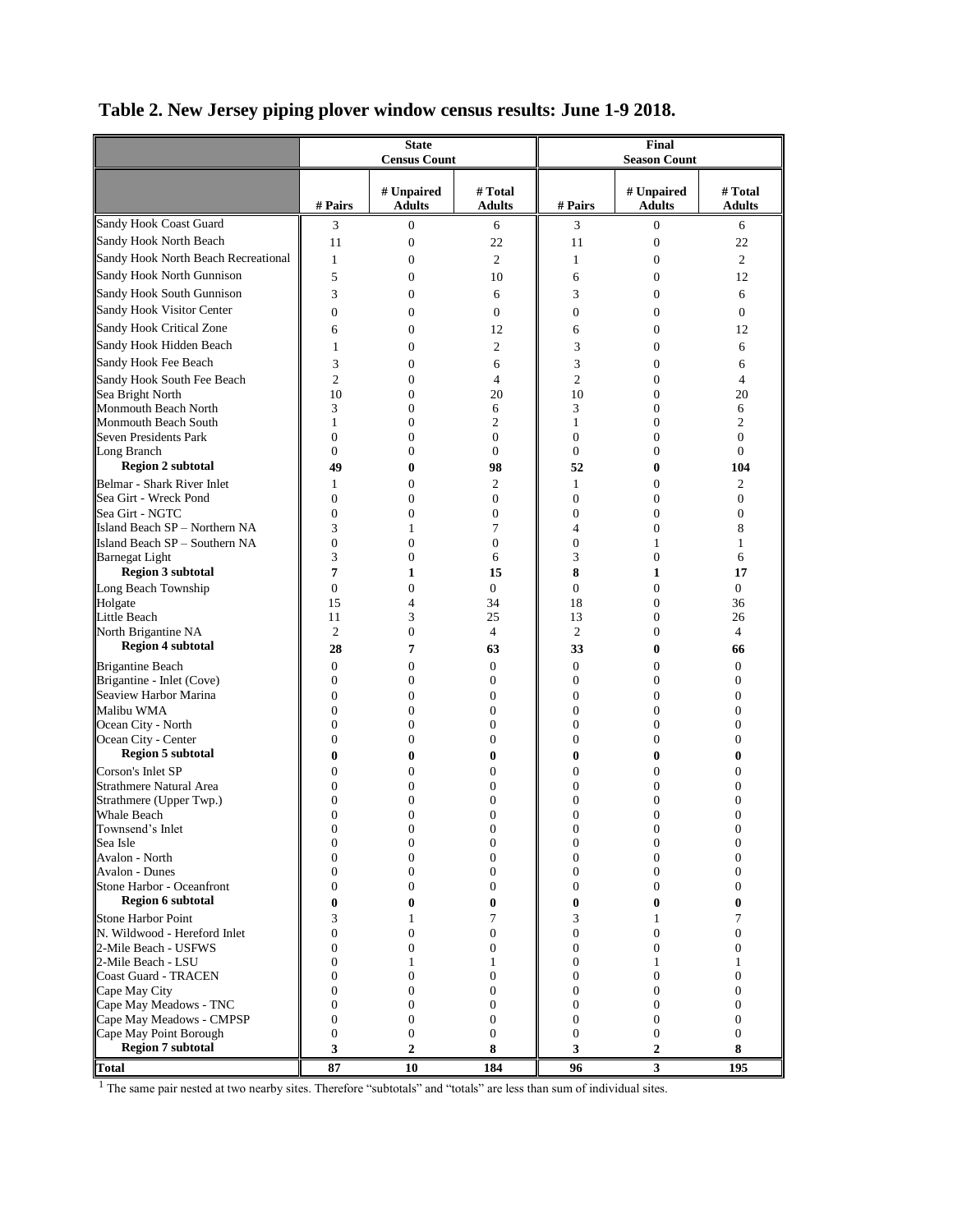# Table 2. New Jersey piping plover window census results: June 1-9 2018.

| | State Census Count | | | Final Season Count | | |
|---|---|---|---|---|---|---|
| | # Pairs | # Unpaired Adults | # Total Adults | # Pairs | # Unpaired Adults | # Total Adults |
| Sandy Hook Coast Guard | 3 | 0 | 6 | 3 | 0 | 6 |
| Sandy Hook North Beach | 11 | 0 | 22 | 11 | 0 | 22 |
| Sandy Hook North Beach Recreational | 1 | 0 | 2 | 1 | 0 | 2 |
| Sandy Hook North Gunnison | 5 | 0 | 10 | 6 | 0 | 12 |
| Sandy Hook South Gunnison | 3 | 0 | 6 | 3 | 0 | 6 |
| Sandy Hook Visitor Center | 0 | 0 | 0 | 0 | 0 | 0 |
| Sandy Hook Critical Zone | 6 | 0 | 12 | 6 | 0 | 12 |
| Sandy Hook Hidden Beach | 1 | 0 | 2 | 3 | 0 | 6 |
| Sandy Hook Fee Beach | 3 | 0 | 6 | 3 | 0 | 6 |
| Sandy Hook South Fee Beach | 2 | 0 | 4 | 2 | 0 | 4 |
| Sea Bright North | 10 | 0 | 20 | 10 | 0 | 20 |
| Monmouth Beach North | 3 | 0 | 6 | 3 | 0 | 6 |
| Monmouth Beach South | 1 | 0 | 2 | 1 | 0 | 2 |
| Seven Presidents Park | 0 | 0 | 0 | 0 | 0 | 0 |
| Long Branch | 0 | 0 | 0 | 0 | 0 | 0 |
| **Region 2 subtotal** | **49** | **0** | **98** | **52** | **0** | **104** |
| Belmar - Shark River Inlet | 1 | 0 | 2 | 1 | 0 | 2 |
| Sea Girt - Wreck Pond | 0 | 0 | 0 | 0 | 0 | 0 |
| Sea Girt - NGTC | 0 | 0 | 0 | 0 | 0 | 0 |
| Island Beach SP – Northern NA | 3 | 1 | 7 | 4 | 0 | 8 |
| Island Beach SP – Southern NA | 0 | 0 | 0 | 0 | 1 | 1 |
| Barnegat Light | 3 | 0 | 6 | 3 | 0 | 6 |
| **Region 3 subtotal** | **7** | **1** | **15** | **8** | **1** | **17** |
| Long Beach Township | 0 | 0 | 0 | 0 | 0 | 0 |
| Holgate | 15 | 4 | 34 | 18 | 0 | 36 |
| Little Beach | 11 | 3 | 25 | 13 | 0 | 26 |
| North Brigantine NA | 2 | 0 | 4 | 2 | 0 | 4 |
| **Region 4 subtotal** | **28** | **7** | **63** | **33** | **0** | **66** |
| Brigantine Beach | 0 | 0 | 0 | 0 | 0 | 0 |
| Brigantine - Inlet (Cove) | 0 | 0 | 0 | 0 | 0 | 0 |
| Seaview Harbor Marina | 0 | 0 | 0 | 0 | 0 | 0 |
| Malibu WMA | 0 | 0 | 0 | 0 | 0 | 0 |
| Ocean City - North | 0 | 0 | 0 | 0 | 0 | 0 |
| Ocean City - Center | 0 | 0 | 0 | 0 | 0 | 0 |
| **Region 5 subtotal** | **0** | **0** | **0** | **0** | **0** | **0** |
| Corson's Inlet SP | 0 | 0 | 0 | 0 | 0 | 0 |
| Strathmere Natural Area | 0 | 0 | 0 | 0 | 0 | 0 |
| Strathmere (Upper Twp.) | 0 | 0 | 0 | 0 | 0 | 0 |
| Whale Beach | 0 | 0 | 0 | 0 | 0 | 0 |
| Townsend's Inlet | 0 | 0 | 0 | 0 | 0 | 0 |
| Sea Isle | 0 | 0 | 0 | 0 | 0 | 0 |
| Avalon - North | 0 | 0 | 0 | 0 | 0 | 0 |
| Avalon - Dunes | 0 | 0 | 0 | 0 | 0 | 0 |
| Stone Harbor - Oceanfront | 0 | 0 | 0 | 0 | 0 | 0 |
| **Region 6 subtotal** | **0** | **0** | **0** | **0** | **0** | **0** |
| Stone Harbor Point | 3 | 1 | 7 | 3 | 1 | 7 |
| N. Wildwood - Hereford Inlet | 0 | 0 | 0 | 0 | 0 | 0 |
| 2-Mile Beach - USFWS | 0 | 0 | 0 | 0 | 0 | 0 |
| 2-Mile Beach - LSU | 0 | 1 | 1 | 0 | 1 | 1 |
| Coast Guard - TRACEN | 0 | 0 | 0 | 0 | 0 | 0 |
| Cape May City | 0 | 0 | 0 | 0 | 0 | 0 |
| Cape May Meadows - TNC | 0 | 0 | 0 | 0 | 0 | 0 |
| Cape May Meadows - CMPSP | 0 | 0 | 0 | 0 | 0 | 0 |
| Cape May Point Borough | 0 | 0 | 0 | 0 | 0 | 0 |
| **Region 7 subtotal** | **3** | **2** | **8** | **3** | **2** | **8** |
| **Total** | **87** | **10** | **184** | **96** | **3** | **195** |

[1] The same pair nested at two nearby sites. Therefore "subtotals" and "totals" are less than sum of individual sites.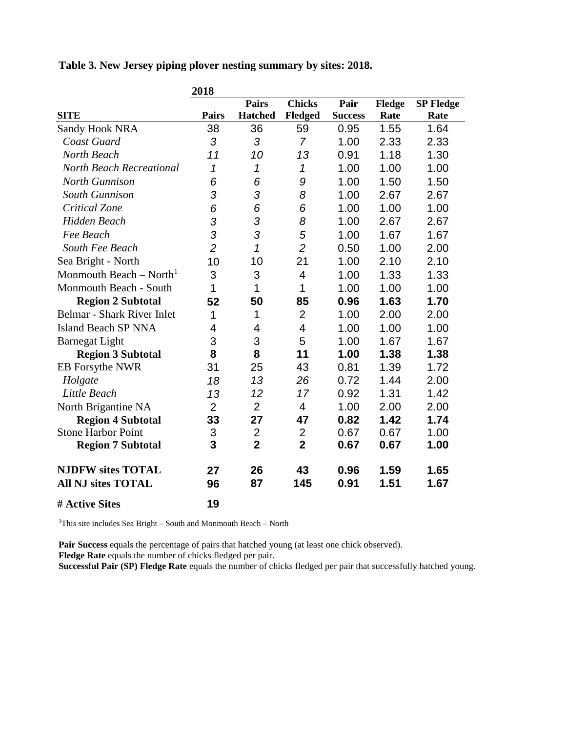**Table 3. New Jersey piping plover nesting summary by sites: 2018.**

| SITE | 2018<br>Pairs | Pairs Hatched | Chicks Fledged | Pair Success | Fledge Rate | SP Fledge Rate |
|---|---|---|---|---|---|---|
| Sandy Hook NRA | 38 | 36 | 59 | 0.95 | 1.55 | 1.64 |
| *Coast Guard* | *3* | *3* | *7* | 1.00 | 2.33 | 2.33 |
| *North Beach* | *11* | *10* | *13* | 0.91 | 1.18 | 1.30 |
| *North Beach Recreational* | *1* | *1* | *1* | 1.00 | 1.00 | 1.00 |
| *North Gunnison* | *6* | *6* | *9* | 1.00 | 1.50 | 1.50 |
| *South Gunnison* | *3* | *3* | *8* | 1.00 | 2.67 | 2.67 |
| *Critical Zone* | *6* | *6* | *6* | 1.00 | 1.00 | 1.00 |
| *Hidden Beach* | *3* | *3* | *8* | 1.00 | 2.67 | 2.67 |
| *Fee Beach* | *3* | *3* | *5* | 1.00 | 1.67 | 1.67 |
| *South Fee Beach* | *2* | *1* | *2* | 0.50 | 1.00 | 2.00 |
| Sea Bright - North | 10 | 10 | 21 | 1.00 | 2.10 | 2.10 |
| Monmouth Beach – North[1] | 3 | 3 | 4 | 1.00 | 1.33 | 1.33 |
| Monmouth Beach - South | 1 | 1 | 1 | 1.00 | 1.00 | 1.00 |
| **Region 2 Subtotal** | **52** | **50** | **85** | **0.96** | **1.63** | **1.70** |
| Belmar - Shark River Inlet | 1 | 1 | 2 | 1.00 | 2.00 | 2.00 |
| Island Beach SP NNA | 4 | 4 | 4 | 1.00 | 1.00 | 1.00 |
| Barnegat Light | 3 | 3 | 5 | 1.00 | 1.67 | 1.67 |
| **Region 3 Subtotal** | **8** | **8** | **11** | **1.00** | **1.38** | **1.38** |
| EB Forsythe NWR | 31 | 25 | 43 | 0.81 | 1.39 | 1.72 |
| *Holgate* | *18* | *13* | *26* | 0.72 | 1.44 | 2.00 |
| *Little Beach* | *13* | *12* | *17* | 0.92 | 1.31 | 1.42 |
| North Brigantine NA | 2 | 2 | 4 | 1.00 | 2.00 | 2.00 |
| **Region 4 Subtotal** | **33** | **27** | **47** | **0.82** | **1.42** | **1.74** |
| Stone Harbor Point | 3 | 2 | 2 | 0.67 | 0.67 | 1.00 |
| **Region 7 Subtotal** | **3** | **2** | **2** | **0.67** | **0.67** | **1.00** |
| **NJDFW sites TOTAL** | **27** | **26** | **43** | **0.96** | **1.59** | **1.65** |
| **All NJ sites TOTAL** | **96** | **87** | **145** | **0.91** | **1.51** | **1.67** |
| **# Active Sites** | **19** | | | | | |

[1]This site includes Sea Bright – South and Monmouth Beach – North

**Pair Success** equals the percentage of pairs that hatched young (at least one chick observed).
**Fledge Rate** equals the number of chicks fledged per pair.
**Successful Pair (SP) Fledge Rate** equals the number of chicks fledged per pair that successfully hatched young.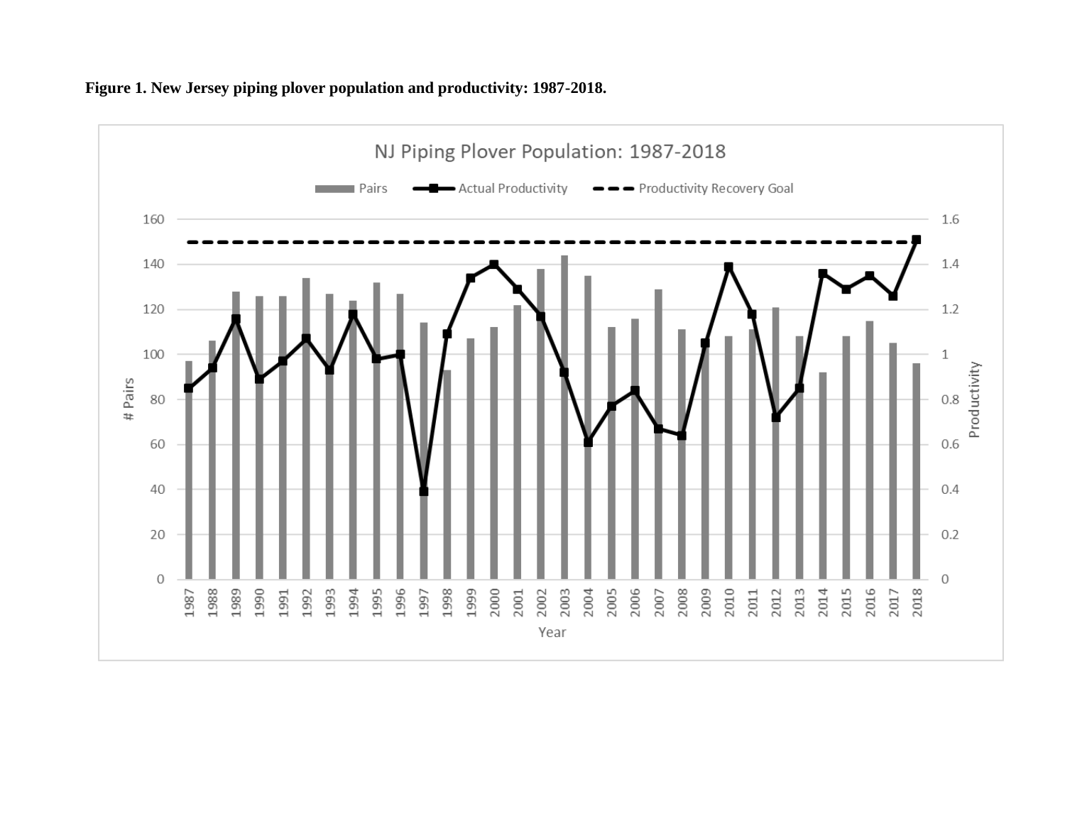**Figure 1. New Jersey piping plover population and productivity: 1987-2018.**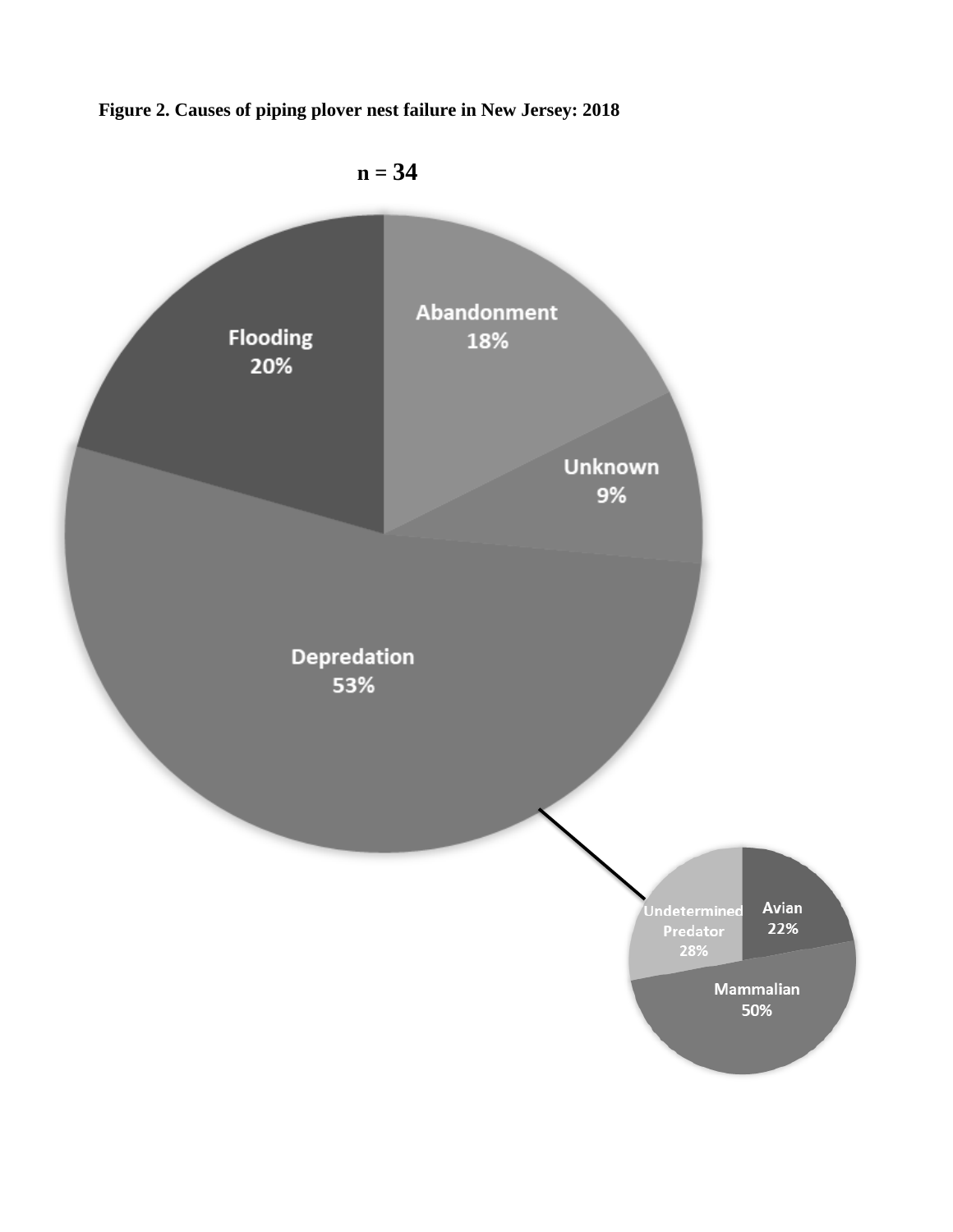**Figure 2. Causes of piping plover nest failure in New Jersey: 2018**

n = 34

Abandonment
18%

Unknown
9%

Depredation
53%

Flooding
20%

Undetermined
Predator
28%

Avian
22%

Mammalian
50%